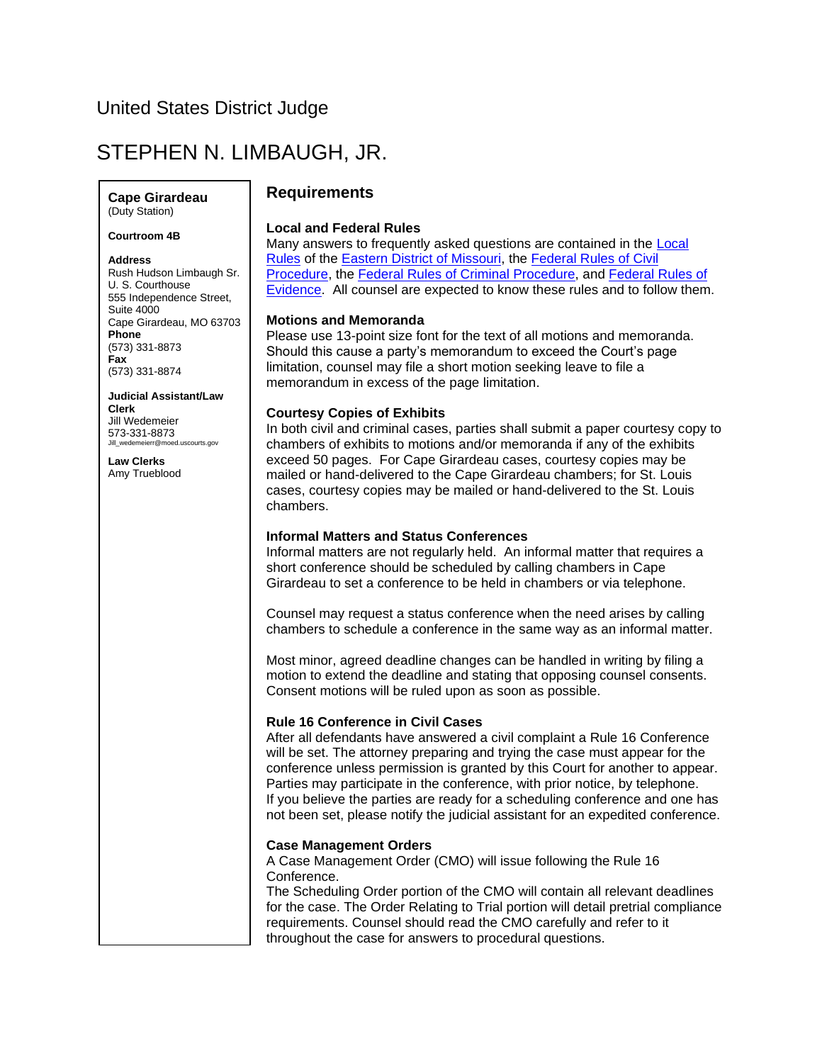United States District Judge

# STEPHEN N. LIMBAUGH, JR.

**Cape Girardeau**
(Duty Station)

**Courtroom 4B**

**Address**
Rush Hudson Limbaugh Sr.
U. S. Courthouse
555 Independence Street,
Suite 4000
Cape Girardeau, MO 63703
**Phone**
(573) 331-8873
**Fax**
(573) 331-8874

**Judicial Assistant/Law Clerk**
Jill Wedemeier
573-331-8873
Jill_wedemeierr@moed.uscourts.gov

**Law Clerks**
Amy Trueblood

## Requirements

### Local and Federal Rules

Many answers to frequently asked questions are contained in the Local Rules of the Eastern District of Missouri, the Federal Rules of Civil Procedure, the Federal Rules of Criminal Procedure, and Federal Rules of Evidence. All counsel are expected to know these rules and to follow them.

### Motions and Memoranda

Please use 13-point size font for the text of all motions and memoranda. Should this cause a party's memorandum to exceed the Court's page limitation, counsel may file a short motion seeking leave to file a memorandum in excess of the page limitation.

### Courtesy Copies of Exhibits

In both civil and criminal cases, parties shall submit a paper courtesy copy to chambers of exhibits to motions and/or memoranda if any of the exhibits exceed 50 pages. For Cape Girardeau cases, courtesy copies may be mailed or hand-delivered to the Cape Girardeau chambers; for St. Louis cases, courtesy copies may be mailed or hand-delivered to the St. Louis chambers.

### Informal Matters and Status Conferences

Informal matters are not regularly held. An informal matter that requires a short conference should be scheduled by calling chambers in Cape Girardeau to set a conference to be held in chambers or via telephone.

Counsel may request a status conference when the need arises by calling chambers to schedule a conference in the same way as an informal matter.

Most minor, agreed deadline changes can be handled in writing by filing a motion to extend the deadline and stating that opposing counsel consents. Consent motions will be ruled upon as soon as possible.

### Rule 16 Conference in Civil Cases

After all defendants have answered a civil complaint a Rule 16 Conference will be set. The attorney preparing and trying the case must appear for the conference unless permission is granted by this Court for another to appear. Parties may participate in the conference, with prior notice, by telephone. If you believe the parties are ready for a scheduling conference and one has not been set, please notify the judicial assistant for an expedited conference.

### Case Management Orders

A Case Management Order (CMO) will issue following the Rule 16 Conference.
The Scheduling Order portion of the CMO will contain all relevant deadlines for the case. The Order Relating to Trial portion will detail pretrial compliance requirements. Counsel should read the CMO carefully and refer to it throughout the case for answers to procedural questions.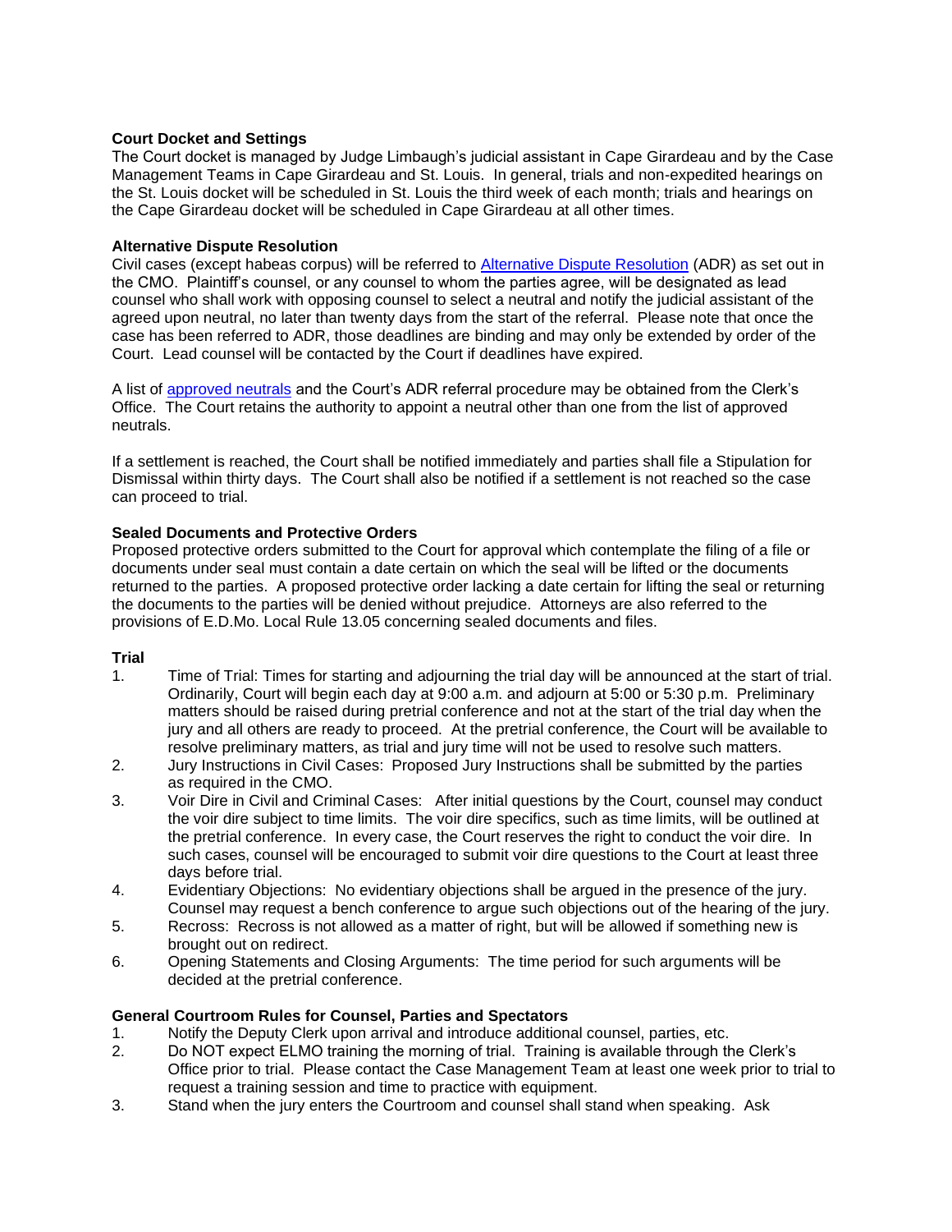**Court Docket and Settings**

The Court docket is managed by Judge Limbaugh's judicial assistant in Cape Girardeau and by the Case Management Teams in Cape Girardeau and St. Louis. In general, trials and non-expedited hearings on the St. Louis docket will be scheduled in St. Louis the third week of each month; trials and hearings on the Cape Girardeau docket will be scheduled in Cape Girardeau at all other times.

**Alternative Dispute Resolution**

Civil cases (except habeas corpus) will be referred to Alternative Dispute Resolution (ADR) as set out in the CMO. Plaintiff's counsel, or any counsel to whom the parties agree, will be designated as lead counsel who shall work with opposing counsel to select a neutral and notify the judicial assistant of the agreed upon neutral, no later than twenty days from the start of the referral. Please note that once the case has been referred to ADR, those deadlines are binding and may only be extended by order of the Court. Lead counsel will be contacted by the Court if deadlines have expired.

A list of approved neutrals and the Court's ADR referral procedure may be obtained from the Clerk's Office. The Court retains the authority to appoint a neutral other than one from the list of approved neutrals.

If a settlement is reached, the Court shall be notified immediately and parties shall file a Stipulation for Dismissal within thirty days. The Court shall also be notified if a settlement is not reached so the case can proceed to trial.

**Sealed Documents and Protective Orders**

Proposed protective orders submitted to the Court for approval which contemplate the filing of a file or documents under seal must contain a date certain on which the seal will be lifted or the documents returned to the parties. A proposed protective order lacking a date certain for lifting the seal or returning the documents to the parties will be denied without prejudice. Attorneys are also referred to the provisions of E.D.Mo. Local Rule 13.05 concerning sealed documents and files.

**Trial**

1. Time of Trial: Times for starting and adjourning the trial day will be announced at the start of trial. Ordinarily, Court will begin each day at 9:00 a.m. and adjourn at 5:00 or 5:30 p.m. Preliminary matters should be raised during pretrial conference and not at the start of the trial day when the jury and all others are ready to proceed. At the pretrial conference, the Court will be available to resolve preliminary matters, as trial and jury time will not be used to resolve such matters.
2. Jury Instructions in Civil Cases: Proposed Jury Instructions shall be submitted by the parties as required in the CMO.
3. Voir Dire in Civil and Criminal Cases: After initial questions by the Court, counsel may conduct the voir dire subject to time limits. The voir dire specifics, such as time limits, will be outlined at the pretrial conference. In every case, the Court reserves the right to conduct the voir dire. In such cases, counsel will be encouraged to submit voir dire questions to the Court at least three days before trial.
4. Evidentiary Objections: No evidentiary objections shall be argued in the presence of the jury. Counsel may request a bench conference to argue such objections out of the hearing of the jury.
5. Recross: Recross is not allowed as a matter of right, but will be allowed if something new is brought out on redirect.
6. Opening Statements and Closing Arguments: The time period for such arguments will be decided at the pretrial conference.

**General Courtroom Rules for Counsel, Parties and Spectators**

1. Notify the Deputy Clerk upon arrival and introduce additional counsel, parties, etc.
2. Do NOT expect ELMO training the morning of trial. Training is available through the Clerk's Office prior to trial. Please contact the Case Management Team at least one week prior to trial to request a training session and time to practice with equipment.
3. Stand when the jury enters the Courtroom and counsel shall stand when speaking. Ask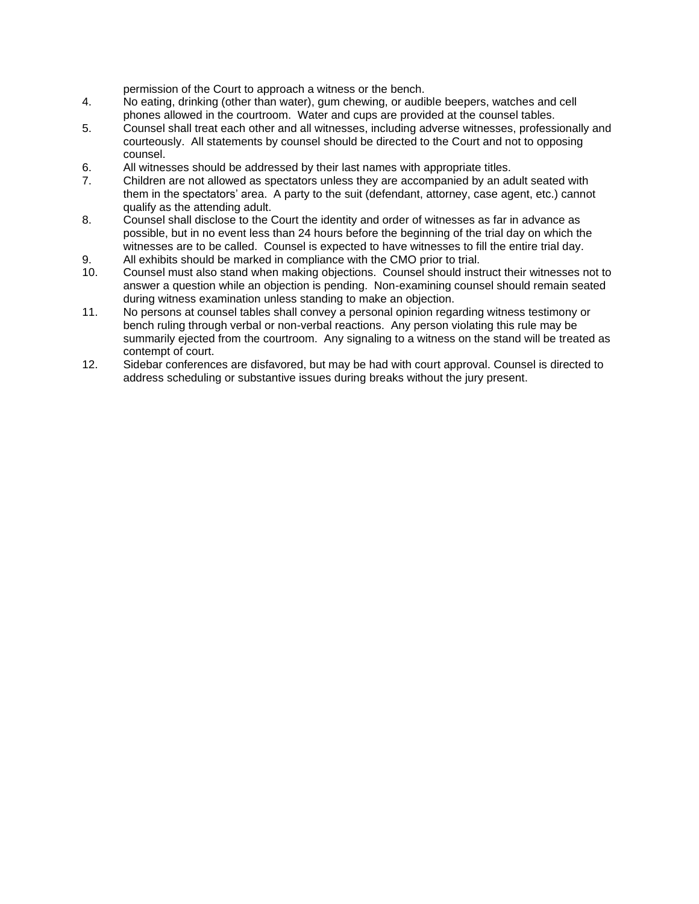permission of the Court to approach a witness or the bench.

4. No eating, drinking (other than water), gum chewing, or audible beepers, watches and cell phones allowed in the courtroom. Water and cups are provided at the counsel tables.
5. Counsel shall treat each other and all witnesses, including adverse witnesses, professionally and courteously. All statements by counsel should be directed to the Court and not to opposing counsel.
6. All witnesses should be addressed by their last names with appropriate titles.
7. Children are not allowed as spectators unless they are accompanied by an adult seated with them in the spectators' area. A party to the suit (defendant, attorney, case agent, etc.) cannot qualify as the attending adult.
8. Counsel shall disclose to the Court the identity and order of witnesses as far in advance as possible, but in no event less than 24 hours before the beginning of the trial day on which the witnesses are to be called. Counsel is expected to have witnesses to fill the entire trial day.
9. All exhibits should be marked in compliance with the CMO prior to trial.
10. Counsel must also stand when making objections. Counsel should instruct their witnesses not to answer a question while an objection is pending. Non-examining counsel should remain seated during witness examination unless standing to make an objection.
11. No persons at counsel tables shall convey a personal opinion regarding witness testimony or bench ruling through verbal or non-verbal reactions. Any person violating this rule may be summarily ejected from the courtroom. Any signaling to a witness on the stand will be treated as contempt of court.
12. Sidebar conferences are disfavored, but may be had with court approval. Counsel is directed to address scheduling or substantive issues during breaks without the jury present.